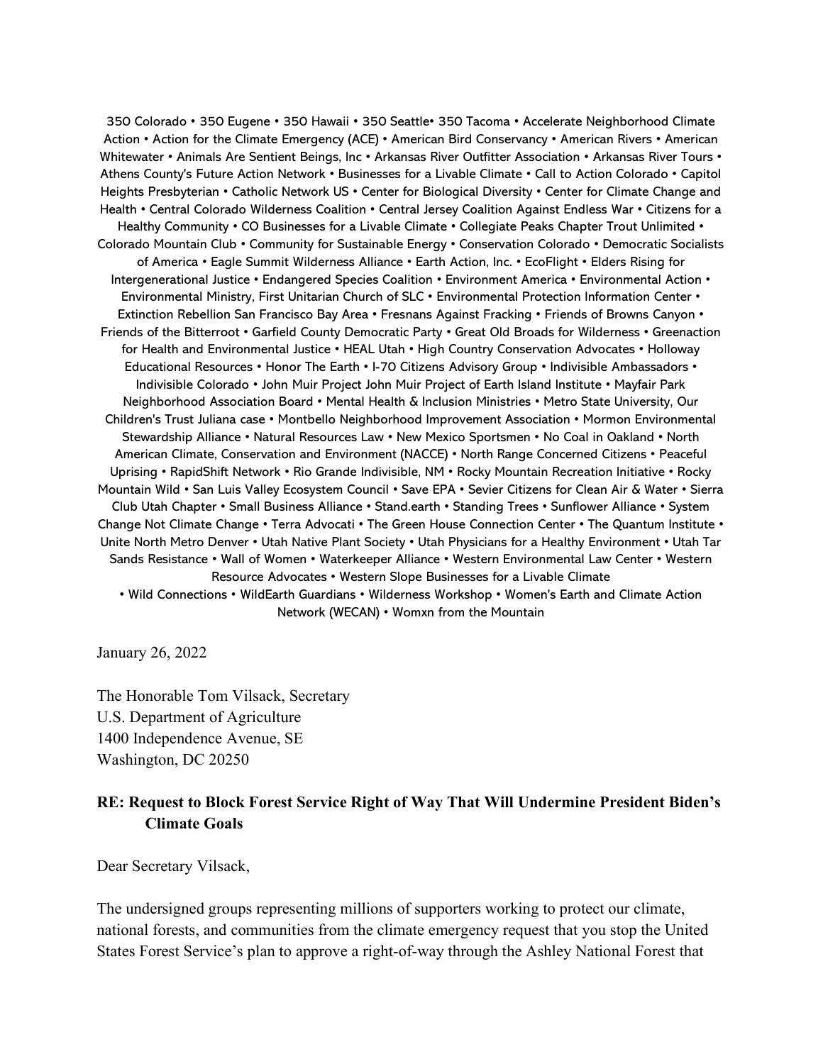350 Colorado • 350 Eugene • 350 Hawaii • 350 Seattle• 350 Tacoma • Accelerate Neighborhood Climate Action • Action for the Climate Emergency (ACE) • American Bird Conservancy • American Rivers • American Whitewater • Animals Are Sentient Beings, Inc • Arkansas River Outfitter Association • Arkansas River Tours • Athens County's Future Action Network • Businesses for a Livable Climate • Call to Action Colorado • Capitol Heights Presbyterian • Catholic Network US • Center for Biological Diversity • Center for Climate Change and Health • Central Colorado Wilderness Coalition • Central Jersey Coalition Against Endless War • Citizens for a Healthy Community • CO Businesses for a Livable Climate • Collegiate Peaks Chapter Trout Unlimited • Colorado Mountain Club • Community for Sustainable Energy • Conservation Colorado • Democratic Socialists of America • Eagle Summit Wilderness Alliance • Earth Action, Inc. • EcoFlight • Elders Rising for Intergenerational Justice • Endangered Species Coalition • Environment America • Environmental Action • Environmental Ministry, First Unitarian Church of SLC • Environmental Protection Information Center • Extinction Rebellion San Francisco Bay Area • Fresnans Against Fracking • Friends of Browns Canyon • Friends of the Bitterroot • Garfield County Democratic Party • Great Old Broads for Wilderness • Greenaction for Health and Environmental Justice • HEAL Utah • High Country Conservation Advocates • Holloway Educational Resources • Honor The Earth • I-70 Citizens Advisory Group • Indivisible Ambassadors • Indivisible Colorado • John Muir Project John Muir Project of Earth Island Institute • Mayfair Park Neighborhood Association Board • Mental Health & Inclusion Ministries • Metro State University, Our Children's Trust Juliana case • Montbello Neighborhood Improvement Association • Mormon Environmental Stewardship Alliance • Natural Resources Law • New Mexico Sportsmen • No Coal in Oakland • North American Climate, Conservation and Environment (NACCE) • North Range Concerned Citizens • Peaceful Uprising • RapidShift Network • Rio Grande Indivisible, NM • Rocky Mountain Recreation Initiative • Rocky Mountain Wild • San Luis Valley Ecosystem Council • Save EPA • Sevier Citizens for Clean Air & Water • Sierra Club Utah Chapter • Small Business Alliance • Stand.earth • Standing Trees • Sunflower Alliance • System Change Not Climate Change • Terra Advocati • The Green House Connection Center • The Quantum Institute • Unite North Metro Denver • Utah Native Plant Society • Utah Physicians for a Healthy Environment • Utah Tar Sands Resistance • Wall of Women • Waterkeeper Alliance • Western Environmental Law Center • Western Resource Advocates • Western Slope Businesses for a Livable Climate • Wild Connections • WildEarth Guardians • Wilderness Workshop • Women's Earth and Climate Action Network (WECAN) • Womxn from the Mountain

January 26, 2022

The Honorable Tom Vilsack, Secretary  
U.S. Department of Agriculture  
1400 Independence Avenue, SE  
Washington, DC 20250

**RE: Request to Block Forest Service Right of Way That Will Undermine President Biden's Climate Goals**

Dear Secretary Vilsack,

The undersigned groups representing millions of supporters working to protect our climate, national forests, and communities from the climate emergency request that you stop the United States Forest Service's plan to approve a right-of-way through the Ashley National Forest that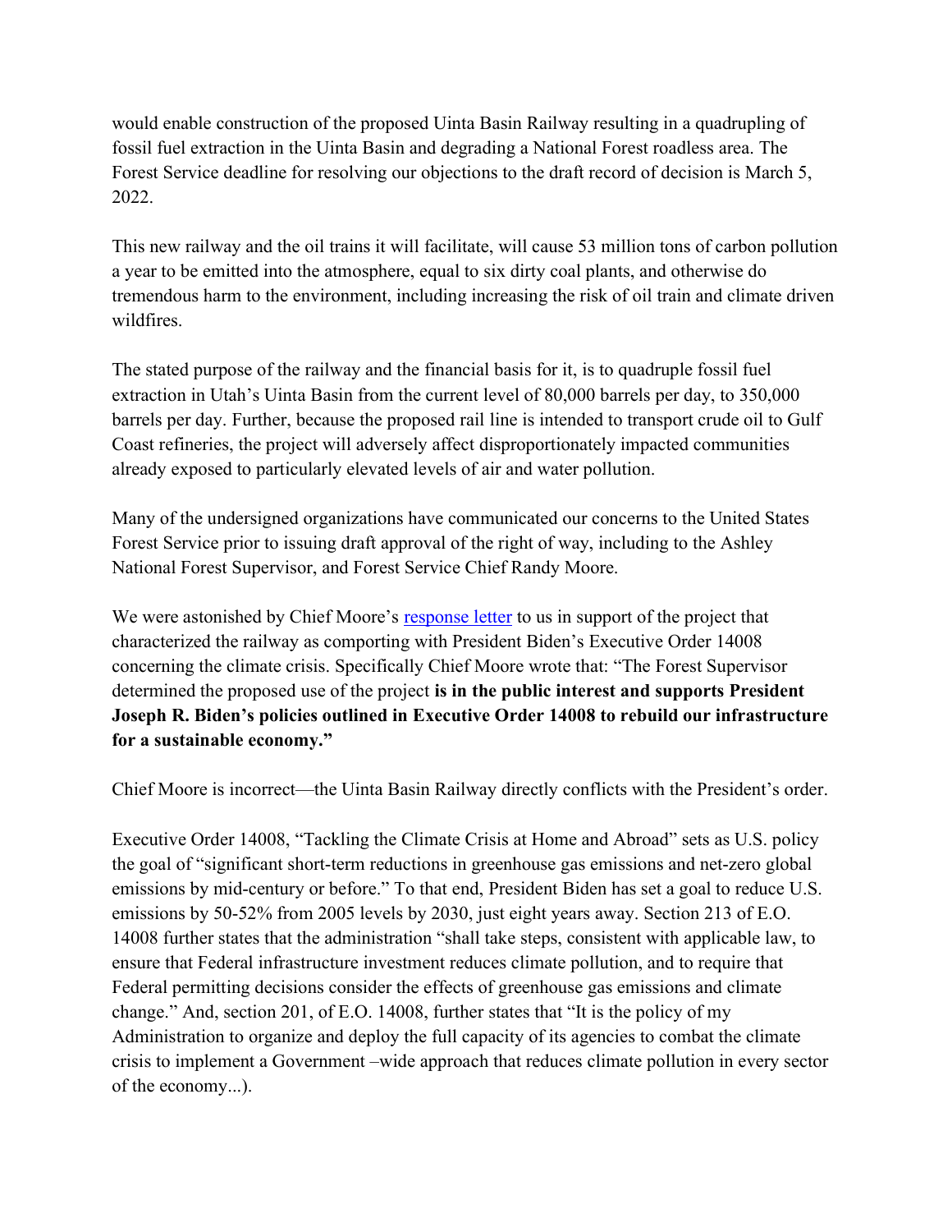would enable construction of the proposed Uinta Basin Railway resulting in a quadrupling of fossil fuel extraction in the Uinta Basin and degrading a National Forest roadless area. The Forest Service deadline for resolving our objections to the draft record of decision is March 5, 2022.

This new railway and the oil trains it will facilitate, will cause 53 million tons of carbon pollution a year to be emitted into the atmosphere, equal to six dirty coal plants, and otherwise do tremendous harm to the environment, including increasing the risk of oil train and climate driven wildfires.

The stated purpose of the railway and the financial basis for it, is to quadruple fossil fuel extraction in Utah's Uinta Basin from the current level of 80,000 barrels per day, to 350,000 barrels per day. Further, because the proposed rail line is intended to transport crude oil to Gulf Coast refineries, the project will adversely affect disproportionately impacted communities already exposed to particularly elevated levels of air and water pollution.

Many of the undersigned organizations have communicated our concerns to the United States Forest Service prior to issuing draft approval of the right of way, including to the Ashley National Forest Supervisor, and Forest Service Chief Randy Moore.

We were astonished by Chief Moore's response letter to us in support of the project that characterized the railway as comporting with President Biden's Executive Order 14008 concerning the climate crisis. Specifically Chief Moore wrote that: "The Forest Supervisor determined the proposed use of the project **is in the public interest and supports President Joseph R. Biden's policies outlined in Executive Order 14008 to rebuild our infrastructure for a sustainable economy."**

Chief Moore is incorrect—the Uinta Basin Railway directly conflicts with the President's order.

Executive Order 14008, "Tackling the Climate Crisis at Home and Abroad" sets as U.S. policy the goal of "significant short-term reductions in greenhouse gas emissions and net-zero global emissions by mid-century or before." To that end, President Biden has set a goal to reduce U.S. emissions by 50-52% from 2005 levels by 2030, just eight years away. Section 213 of E.O. 14008 further states that the administration "shall take steps, consistent with applicable law, to ensure that Federal infrastructure investment reduces climate pollution, and to require that Federal permitting decisions consider the effects of greenhouse gas emissions and climate change." And, section 201, of E.O. 14008, further states that "It is the policy of my Administration to organize and deploy the full capacity of its agencies to combat the climate crisis to implement a Government –wide approach that reduces climate pollution in every sector of the economy...).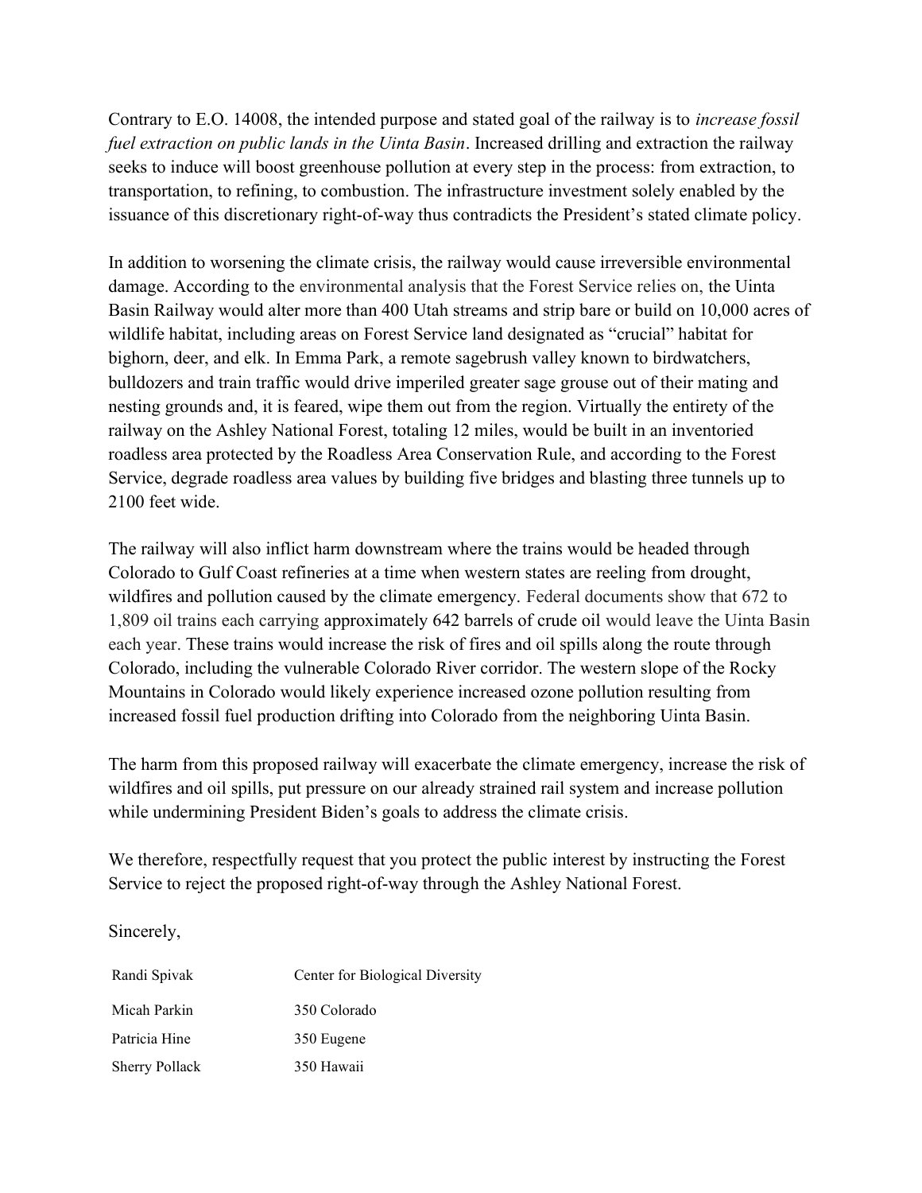Contrary to E.O. 14008, the intended purpose and stated goal of the railway is to *increase fossil fuel extraction on public lands in the Uinta Basin*. Increased drilling and extraction the railway seeks to induce will boost greenhouse pollution at every step in the process: from extraction, to transportation, to refining, to combustion. The infrastructure investment solely enabled by the issuance of this discretionary right-of-way thus contradicts the President's stated climate policy.

In addition to worsening the climate crisis, the railway would cause irreversible environmental damage. According to the environmental analysis that the Forest Service relies on, the Uinta Basin Railway would alter more than 400 Utah streams and strip bare or build on 10,000 acres of wildlife habitat, including areas on Forest Service land designated as "crucial" habitat for bighorn, deer, and elk. In Emma Park, a remote sagebrush valley known to birdwatchers, bulldozers and train traffic would drive imperiled greater sage grouse out of their mating and nesting grounds and, it is feared, wipe them out from the region. Virtually the entirety of the railway on the Ashley National Forest, totaling 12 miles, would be built in an inventoried roadless area protected by the Roadless Area Conservation Rule, and according to the Forest Service, degrade roadless area values by building five bridges and blasting three tunnels up to 2100 feet wide.

The railway will also inflict harm downstream where the trains would be headed through Colorado to Gulf Coast refineries at a time when western states are reeling from drought, wildfires and pollution caused by the climate emergency. Federal documents show that 672 to 1,809 oil trains each carrying approximately 642 barrels of crude oil would leave the Uinta Basin each year. These trains would increase the risk of fires and oil spills along the route through Colorado, including the vulnerable Colorado River corridor. The western slope of the Rocky Mountains in Colorado would likely experience increased ozone pollution resulting from increased fossil fuel production drifting into Colorado from the neighboring Uinta Basin.

The harm from this proposed railway will exacerbate the climate emergency, increase the risk of wildfires and oil spills, put pressure on our already strained rail system and increase pollution while undermining President Biden's goals to address the climate crisis.

We therefore, respectfully request that you protect the public interest by instructing the Forest Service to reject the proposed right-of-way through the Ashley National Forest.

Sincerely,

| | |
|---|---|
| Randi Spivak | Center for Biological Diversity |
| Micah Parkin | 350 Colorado |
| Patricia Hine | 350 Eugene |
| Sherry Pollack | 350 Hawaii |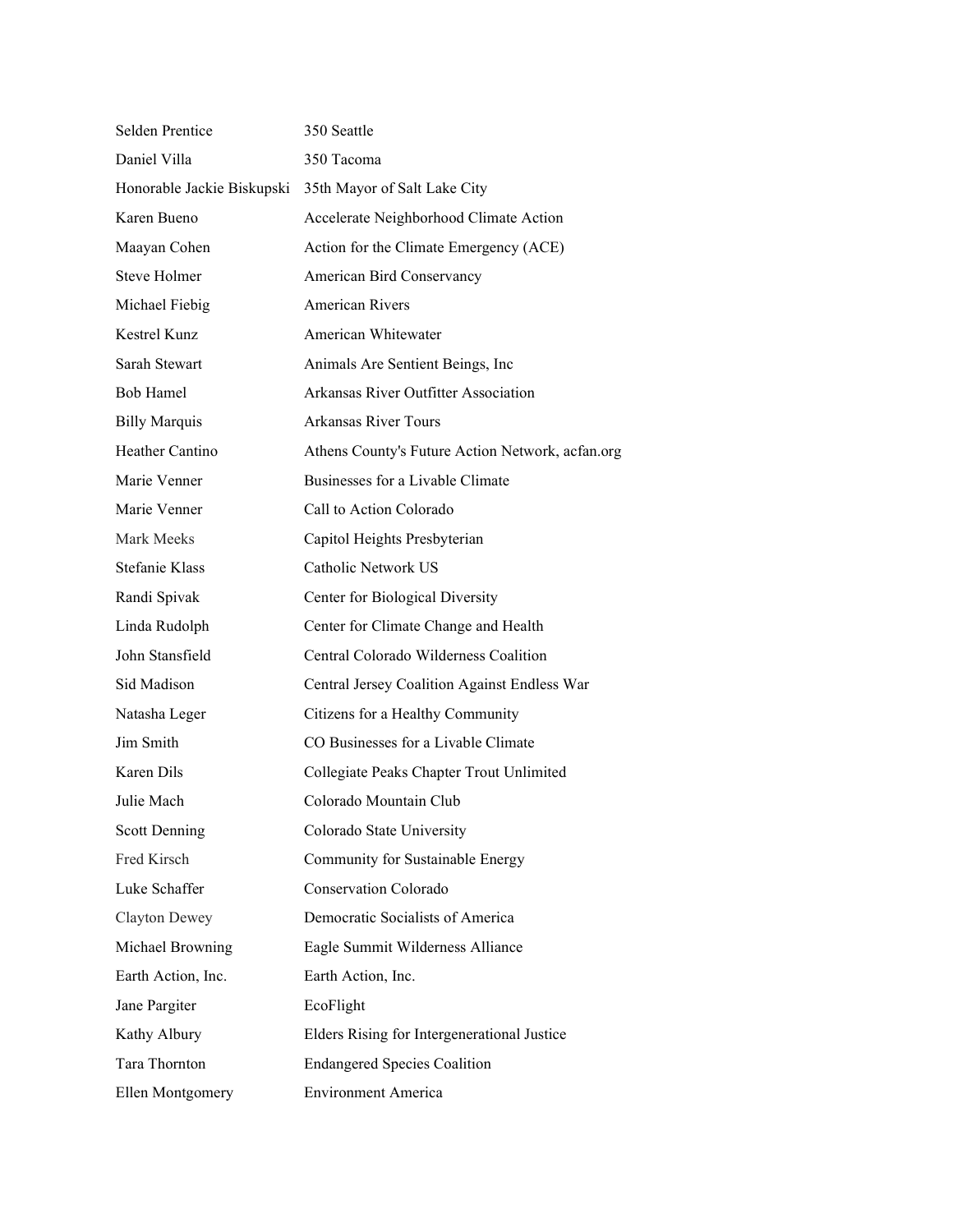| | |
|---|---|
| Selden Prentice | 350 Seattle |
| Daniel Villa | 350 Tacoma |
| Honorable Jackie Biskupski | 35th Mayor of Salt Lake City |
| Karen Bueno | Accelerate Neighborhood Climate Action |
| Maayan Cohen | Action for the Climate Emergency (ACE) |
| Steve Holmer | American Bird Conservancy |
| Michael Fiebig | American Rivers |
| Kestrel Kunz | American Whitewater |
| Sarah Stewart | Animals Are Sentient Beings, Inc |
| Bob Hamel | Arkansas River Outfitter Association |
| Billy Marquis | Arkansas River Tours |
| Heather Cantino | Athens County's Future Action Network, acfan.org |
| Marie Venner | Businesses for a Livable Climate |
| Marie Venner | Call to Action Colorado |
| Mark Meeks | Capitol Heights Presbyterian |
| Stefanie Klass | Catholic Network US |
| Randi Spivak | Center for Biological Diversity |
| Linda Rudolph | Center for Climate Change and Health |
| John Stansfield | Central Colorado Wilderness Coalition |
| Sid Madison | Central Jersey Coalition Against Endless War |
| Natasha Leger | Citizens for a Healthy Community |
| Jim Smith | CO Businesses for a Livable Climate |
| Karen Dils | Collegiate Peaks Chapter Trout Unlimited |
| Julie Mach | Colorado Mountain Club |
| Scott Denning | Colorado State University |
| Fred Kirsch | Community for Sustainable Energy |
| Luke Schaffer | Conservation Colorado |
| Clayton Dewey | Democratic Socialists of America |
| Michael Browning | Eagle Summit Wilderness Alliance |
| Earth Action, Inc. | Earth Action, Inc. |
| Jane Pargiter | EcoFlight |
| Kathy Albury | Elders Rising for Intergenerational Justice |
| Tara Thornton | Endangered Species Coalition |
| Ellen Montgomery | Environment America |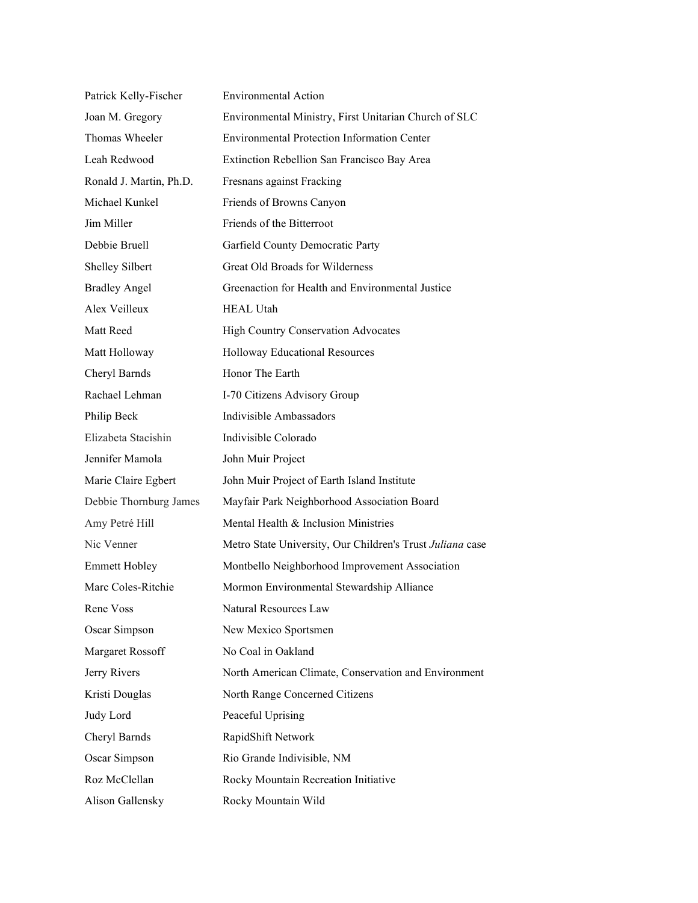| | |
|---|---|
| Patrick Kelly-Fischer | Environmental Action |
| Joan M. Gregory | Environmental Ministry, First Unitarian Church of SLC |
| Thomas Wheeler | Environmental Protection Information Center |
| Leah Redwood | Extinction Rebellion San Francisco Bay Area |
| Ronald J. Martin, Ph.D. | Fresnans against Fracking |
| Michael Kunkel | Friends of Browns Canyon |
| Jim Miller | Friends of the Bitterroot |
| Debbie Bruell | Garfield County Democratic Party |
| Shelley Silbert | Great Old Broads for Wilderness |
| Bradley Angel | Greenaction for Health and Environmental Justice |
| Alex Veilleux | HEAL Utah |
| Matt Reed | High Country Conservation Advocates |
| Matt Holloway | Holloway Educational Resources |
| Cheryl Barnds | Honor The Earth |
| Rachael Lehman | I-70 Citizens Advisory Group |
| Philip Beck | Indivisible Ambassadors |
| Elizabeta Stacishin | Indivisible Colorado |
| Jennifer Mamola | John Muir Project |
| Marie Claire Egbert | John Muir Project of Earth Island Institute |
| Debbie Thornburg James | Mayfair Park Neighborhood Association Board |
| Amy Petré Hill | Mental Health & Inclusion Ministries |
| Nic Venner | Metro State University, Our Children's Trust *Juliana* case |
| Emmett Hobley | Montbello Neighborhood Improvement Association |
| Marc Coles-Ritchie | Mormon Environmental Stewardship Alliance |
| Rene Voss | Natural Resources Law |
| Oscar Simpson | New Mexico Sportsmen |
| Margaret Rossoff | No Coal in Oakland |
| Jerry Rivers | North American Climate, Conservation and Environment |
| Kristi Douglas | North Range Concerned Citizens |
| Judy Lord | Peaceful Uprising |
| Cheryl Barnds | RapidShift Network |
| Oscar Simpson | Rio Grande Indivisible, NM |
| Roz McClellan | Rocky Mountain Recreation Initiative |
| Alison Gallensky | Rocky Mountain Wild |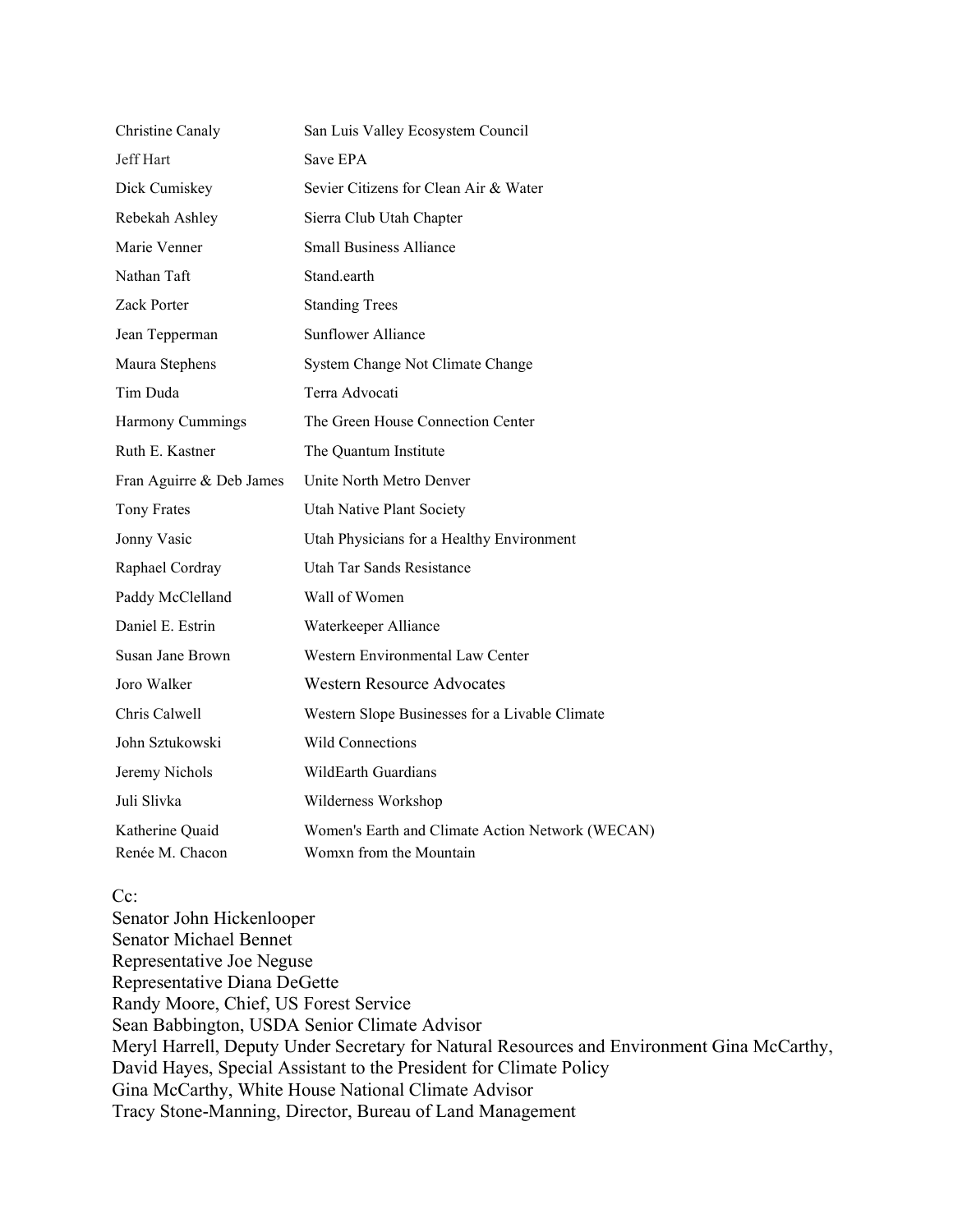| | |
|---|---|
| Christine Canaly | San Luis Valley Ecosystem Council |
| Jeff Hart | Save EPA |
| Dick Cumiskey | Sevier Citizens for Clean Air & Water |
| Rebekah Ashley | Sierra Club Utah Chapter |
| Marie Venner | Small Business Alliance |
| Nathan Taft | Stand.earth |
| Zack Porter | Standing Trees |
| Jean Tepperman | Sunflower Alliance |
| Maura Stephens | System Change Not Climate Change |
| Tim Duda | Terra Advocati |
| Harmony Cummings | The Green House Connection Center |
| Ruth E. Kastner | The Quantum Institute |
| Fran Aguirre & Deb James | Unite North Metro Denver |
| Tony Frates | Utah Native Plant Society |
| Jonny Vasic | Utah Physicians for a Healthy Environment |
| Raphael Cordray | Utah Tar Sands Resistance |
| Paddy McClelland | Wall of Women |
| Daniel E. Estrin | Waterkeeper Alliance |
| Susan Jane Brown | Western Environmental Law Center |
| Joro Walker | Western Resource Advocates |
| Chris Calwell | Western Slope Businesses for a Livable Climate |
| John Sztukowski | Wild Connections |
| Jeremy Nichols | WildEarth Guardians |
| Juli Slivka | Wilderness Workshop |
| Katherine Quaid | Women's Earth and Climate Action Network (WECAN) |
| Renée M. Chacon | Womxn from the Mountain |

Cc:
Senator John Hickenlooper
Senator Michael Bennet
Representative Joe Neguse
Representative Diana DeGette
Randy Moore, Chief, US Forest Service
Sean Babbington, USDA Senior Climate Advisor
Meryl Harrell, Deputy Under Secretary for Natural Resources and Environment Gina McCarthy,
David Hayes, Special Assistant to the President for Climate Policy
Gina McCarthy, White House National Climate Advisor
Tracy Stone-Manning, Director, Bureau of Land Management